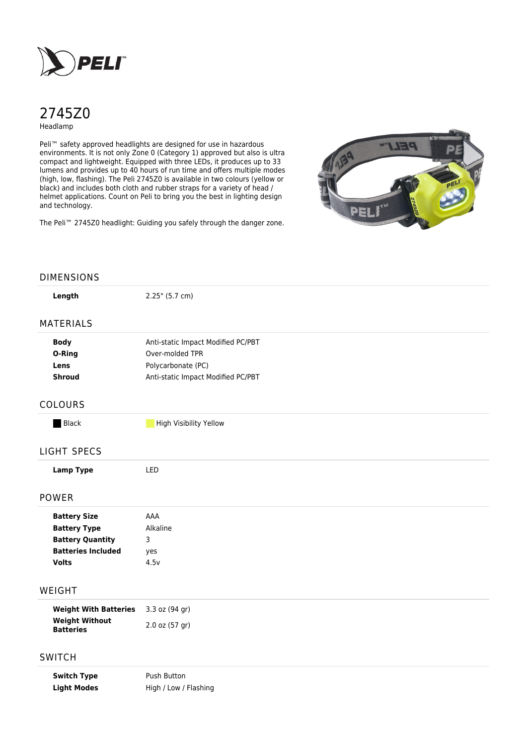# 2745Z0

Headlamp

Peli™ safety approved headlights are designed for use in hazardous environments. It is not only Zone 0 (Category 1) approved but also is ultra compact and lightweight. Equipped with three LEDs, it produces up to 33 lumens and provides up to 40 hours of run time and offers multiple modes (high, low, flashing). The Peli 2745Z0 is available in two colours (yellow or black) and includes both cloth and rubber straps for a variety of head / helmet applications. Count on Peli to bring you the best in lighting design and technology.

The Peli™ 2745Z0 headlight: Guiding you safely through the danger zone.

## DIMENSIONS

| | |
|---|---|
| **Length** | 2.25" (5.7 cm) |

## MATERIALS

| | |
|---|---|
| **Body** | Anti-static Impact Modified PC/PBT |
| **O-Ring** | Over-molded TPR |
| **Lens** | Polycarbonate (PC) |
| **Shroud** | Anti-static Impact Modified PC/PBT |

## COLOURS

| | |
|---|---|
| Black | High Visibility Yellow |

## LIGHT SPECS

| | |
|---|---|
| **Lamp Type** | LED |

## POWER

| | |
|---|---|
| **Battery Size** | AAA |
| **Battery Type** | Alkaline |
| **Battery Quantity** | 3 |
| **Batteries Included** | yes |
| **Volts** | 4.5v |

## WEIGHT

| | |
|---|---|
| **Weight With Batteries** | 3.3 oz (94 gr) |
| **Weight Without Batteries** | 2.0 oz (57 gr) |

## SWITCH

| | |
|---|---|
| **Switch Type** | Push Button |
| **Light Modes** | High / Low / Flashing |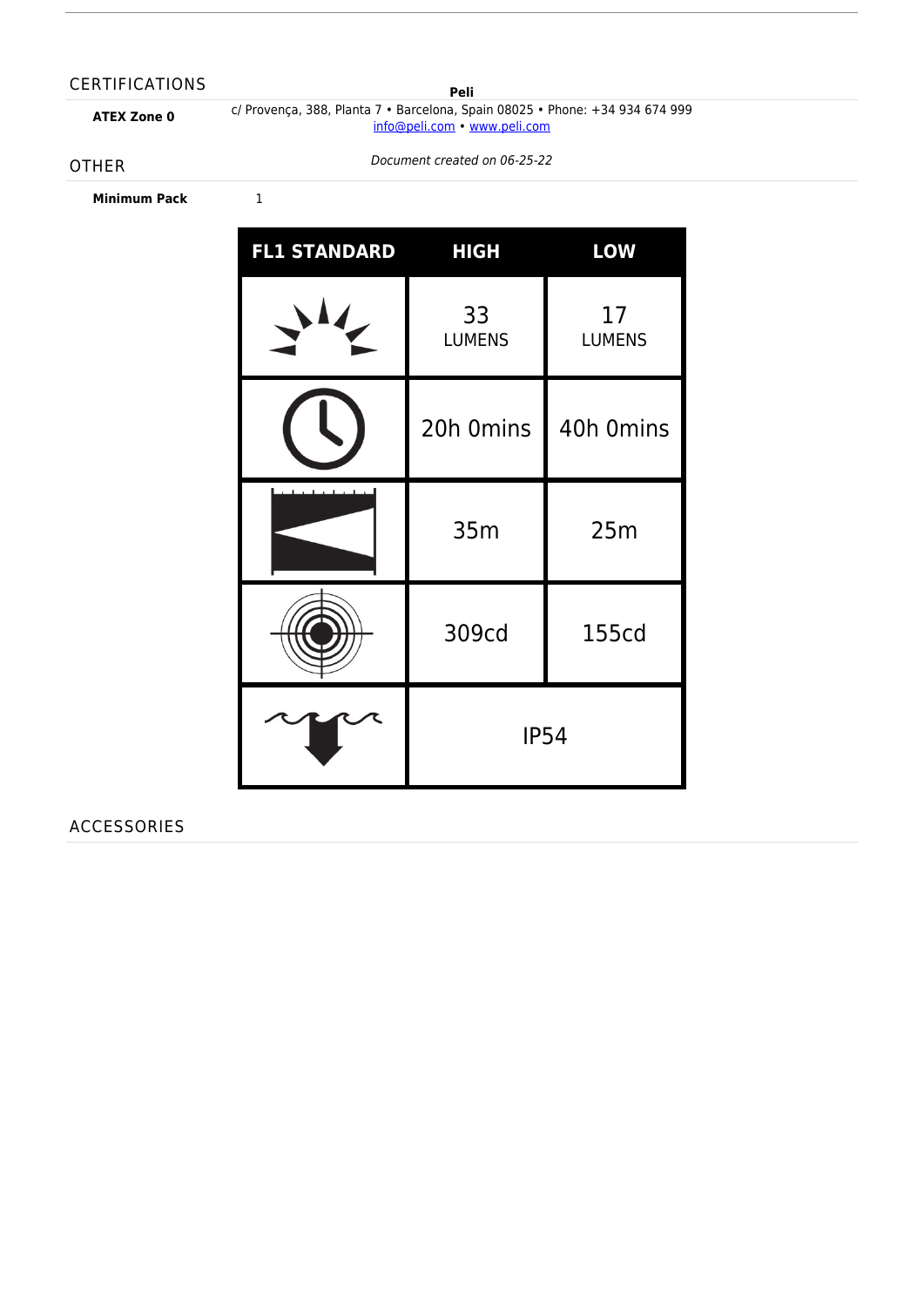## CERTIFICATIONS

**ATEX Zone 0**

## OTHER

**Minimum Pack** 1

| FL1 STANDARD | HIGH | LOW |
|---|---|---|
| | 33 LUMENS | 17 LUMENS |
| | 20h 0mins | 40h 0mins |
| | 35m | 25m |
| | 309cd | 155cd |
| | IP54 | |

## ACCESSORIES